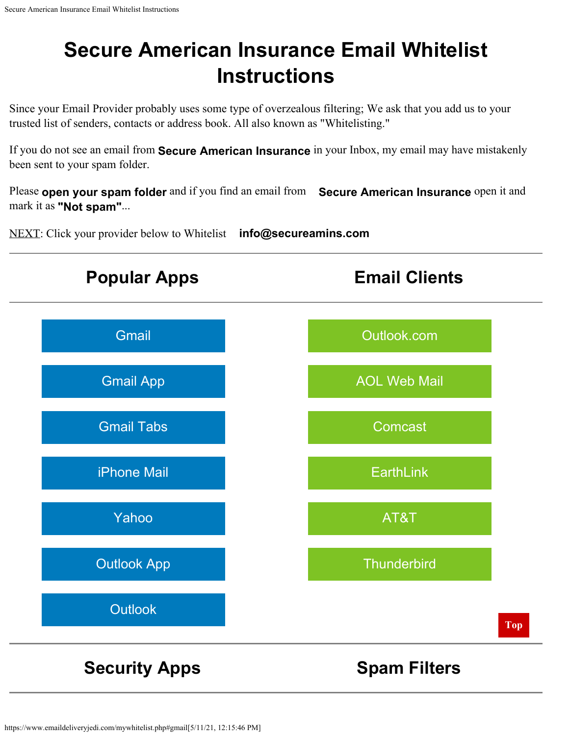# Secure American Insurance Email Whitelist Instructions

Since your Email Provider probably uses some type of overzealous filtering; We ask that you add us to your trusted list of senders, contacts or address book. All also known as "Whitelisting."

If you do not see an email from **Secure American Insurance** in your Inbox, my email may have mistakenly been sent to your spam folder.

Please **open your spam folder** and if you find an email from **Secure American Insurance** open it and mark it as **"Not spam"**...

NEXT: Click your provider below to Whitelist **info@secureamins.com**

---

## Popular Apps

- Gmail
- Gmail App
- Gmail Tabs
- iPhone Mail
- Yahoo
- Outlook App
- Outlook

## Email Clients

- Outlook.com
- AOL Web Mail
- Comcast
- EarthLink
- AT&T
- Thunderbird

Top

---

## Security Apps

## Spam Filters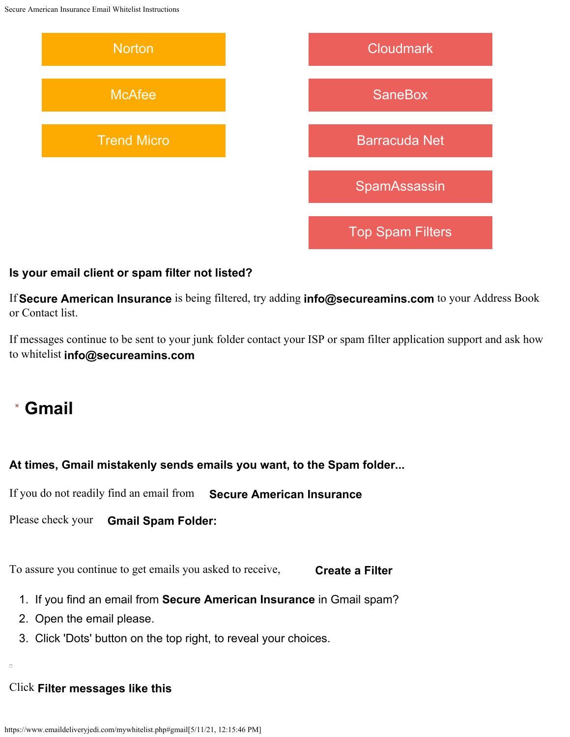Norton

McAfee

Trend Micro

Cloudmark

SaneBox

Barracuda Net

SpamAssassin

Top Spam Filters

**Is your email client or spam filter not listed?**

If **Secure American Insurance** is being filtered, try adding **info@secureamins.com** to your Address Book or Contact list.

If messages continue to be sent to your junk folder contact your ISP or spam filter application support and ask how to whitelist **info@secureamins.com**

# Gmail

**At times, Gmail mistakenly sends emails you want, to the Spam folder...**

If you do not readily find an email from **Secure American Insurance**

Please check your **Gmail Spam Folder:**

To assure you continue to get emails you asked to receive, **Create a Filter**

1. If you find an email from **Secure American Insurance** in Gmail spam?
2. Open the email please.
3. Click 'Dots' button on the top right, to reveal your choices.

Click **Filter messages like this**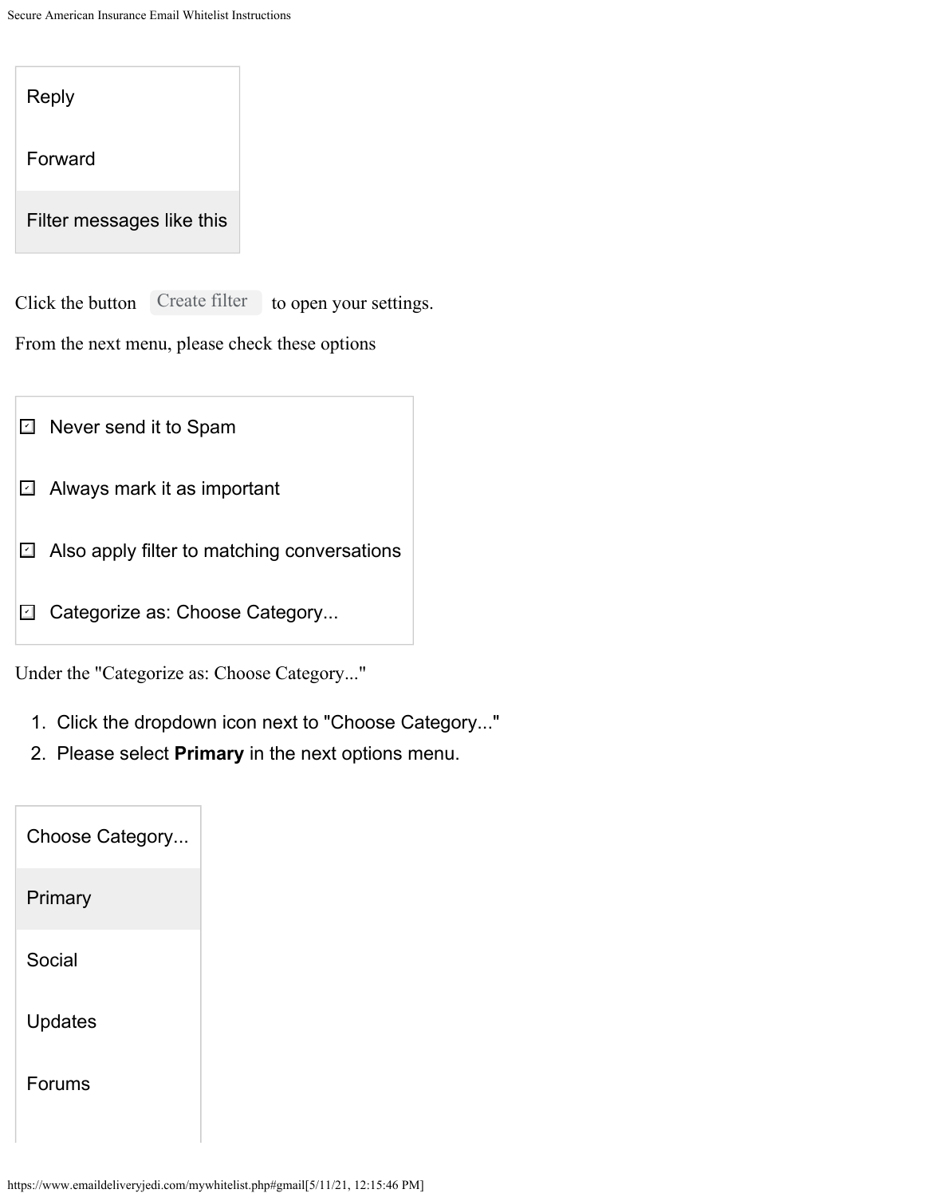Reply

Forward

Filter messages like this

Click the button Create filter to open your settings.

From the next menu, please check these options

- [x] Never send it to Spam
- [x] Always mark it as important
- [x] Also apply filter to matching conversations
- [x] Categorize as: Choose Category...

Under the "Categorize as: Choose Category..."

1. Click the dropdown icon next to "Choose Category..."
2. Please select **Primary** in the next options menu.

Choose Category...

Primary

Social

Updates

Forums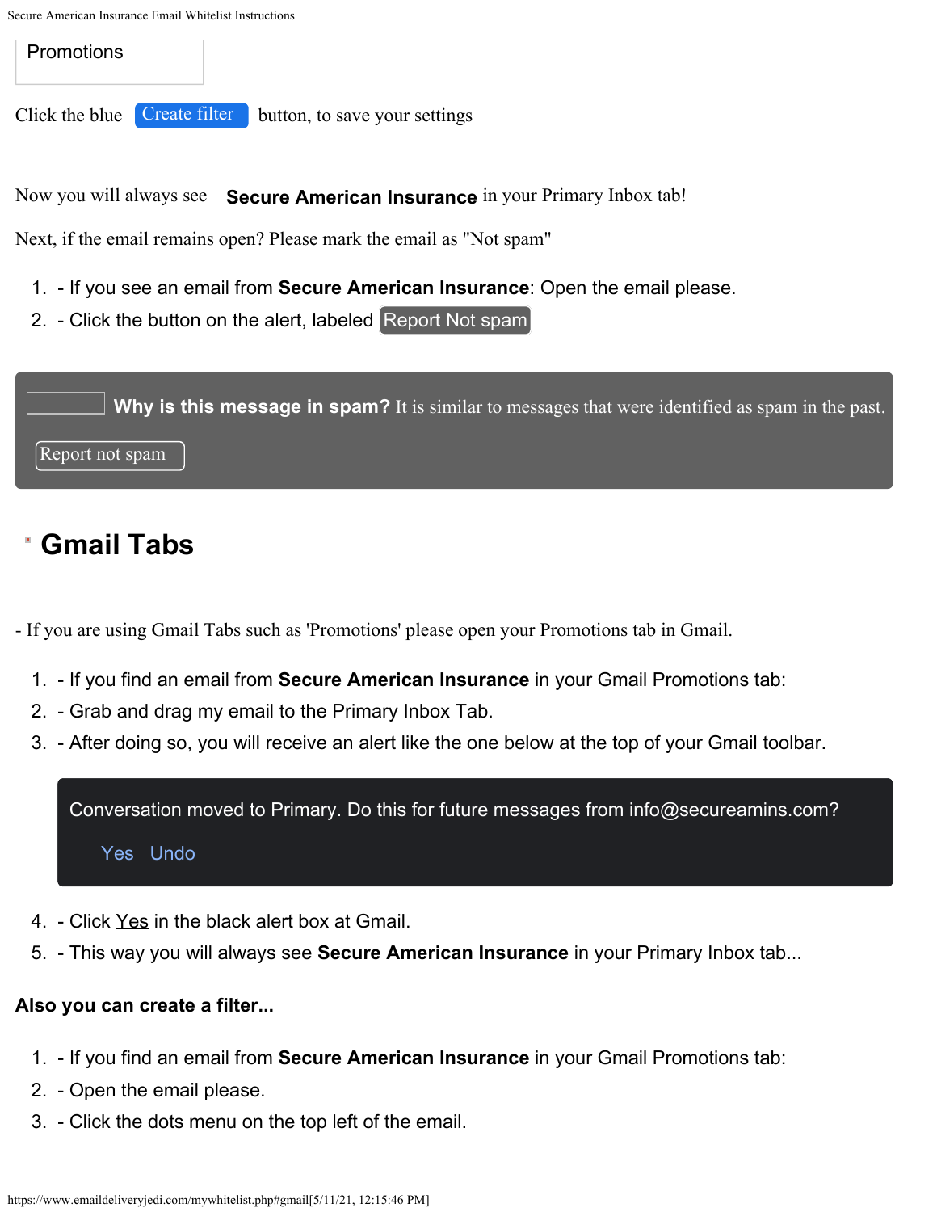Promotions

Click the blue Create filter button, to save your settings

Now you will always see **Secure American Insurance** in your Primary Inbox tab!

Next, if the email remains open? Please mark the email as "Not spam"

1. - If you see an email from **Secure American Insurance**: Open the email please.
2. - Click the button on the alert, labeled Report Not spam

**Why is this message in spam?** It is similar to messages that were identified as spam in the past.

Report not spam

## Gmail Tabs

- If you are using Gmail Tabs such as 'Promotions' please open your Promotions tab in Gmail.

1. - If you find an email from **Secure American Insurance** in your Gmail Promotions tab:
2. - Grab and drag my email to the Primary Inbox Tab.
3. - After doing so, you will receive an alert like the one below at the top of your Gmail toolbar.

Conversation moved to Primary. Do this for future messages from info@secureamins.com?

Yes Undo

4. - Click Yes in the black alert box at Gmail.
5. - This way you will always see **Secure American Insurance** in your Primary Inbox tab...

**Also you can create a filter...**

1. - If you find an email from **Secure American Insurance** in your Gmail Promotions tab:
2. - Open the email please.
3. - Click the dots menu on the top left of the email.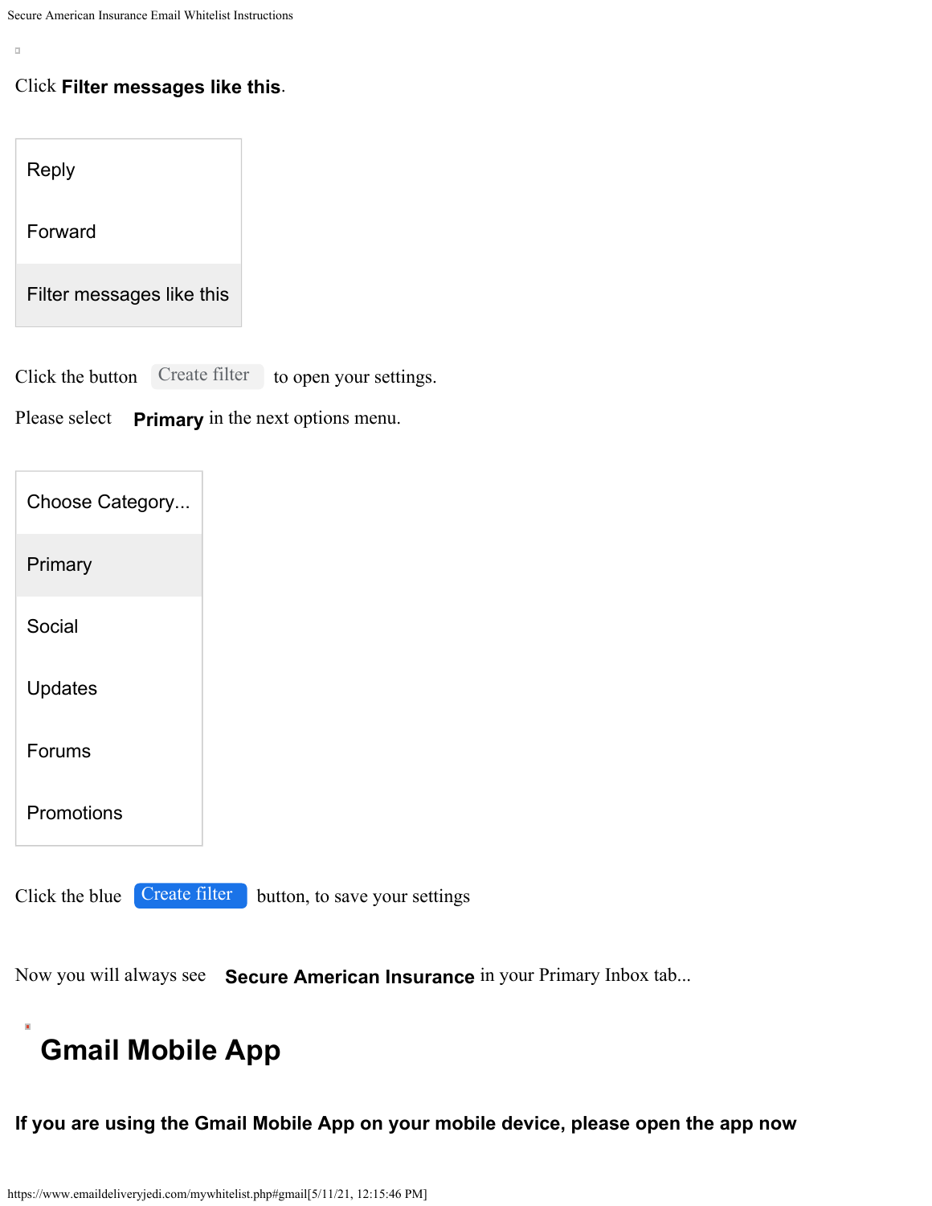Click **Filter messages like this**.

- Reply
- Forward
- Filter messages like this

Click the button Create filter to open your settings.

Please select **Primary** in the next options menu.

- Choose Category...
- Primary
- Social
- Updates
- Forums
- Promotions

Click the blue Create filter button, to save your settings

Now you will always see **Secure American Insurance** in your Primary Inbox tab...

# Gmail Mobile App

**If you are using the Gmail Mobile App on your mobile device, please open the app now**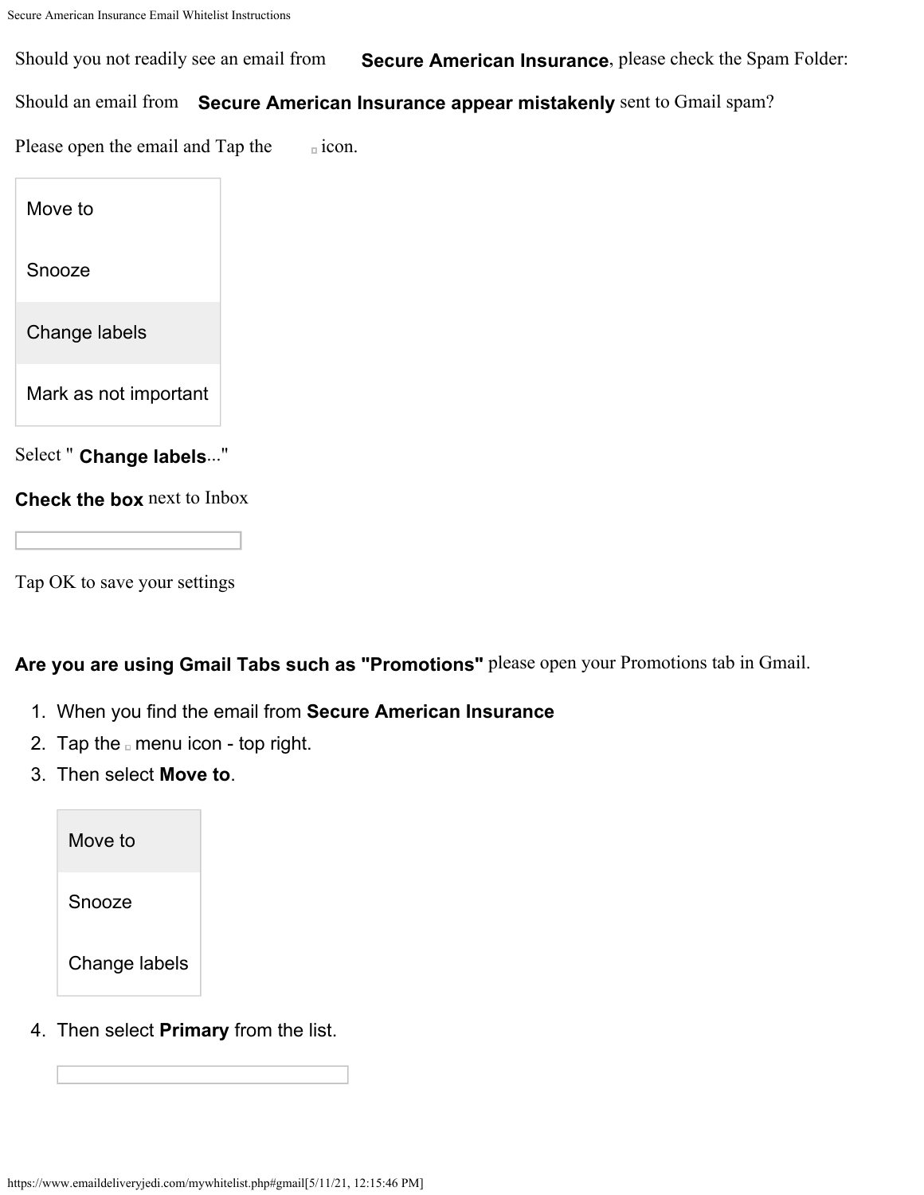Should you not readily see an email from **Secure American Insurance**, please check the Spam Folder:

Should an email from **Secure American Insurance appear mistakenly** sent to Gmail spam?

Please open the email and Tap the icon.

| Move to |
|---|
| Snooze |
| Change labels |
| Mark as not important |

Select " **Change labels**..."

**Check the box** next to Inbox

Tap OK to save your settings

**Are you are using Gmail Tabs such as "Promotions"** please open your Promotions tab in Gmail.

1. When you find the email from **Secure American Insurance**
2. Tap the menu icon - top right.
3. Then select **Move to**.

| Move to |
|---|
| Snooze |
| Change labels |

4. Then select **Primary** from the list.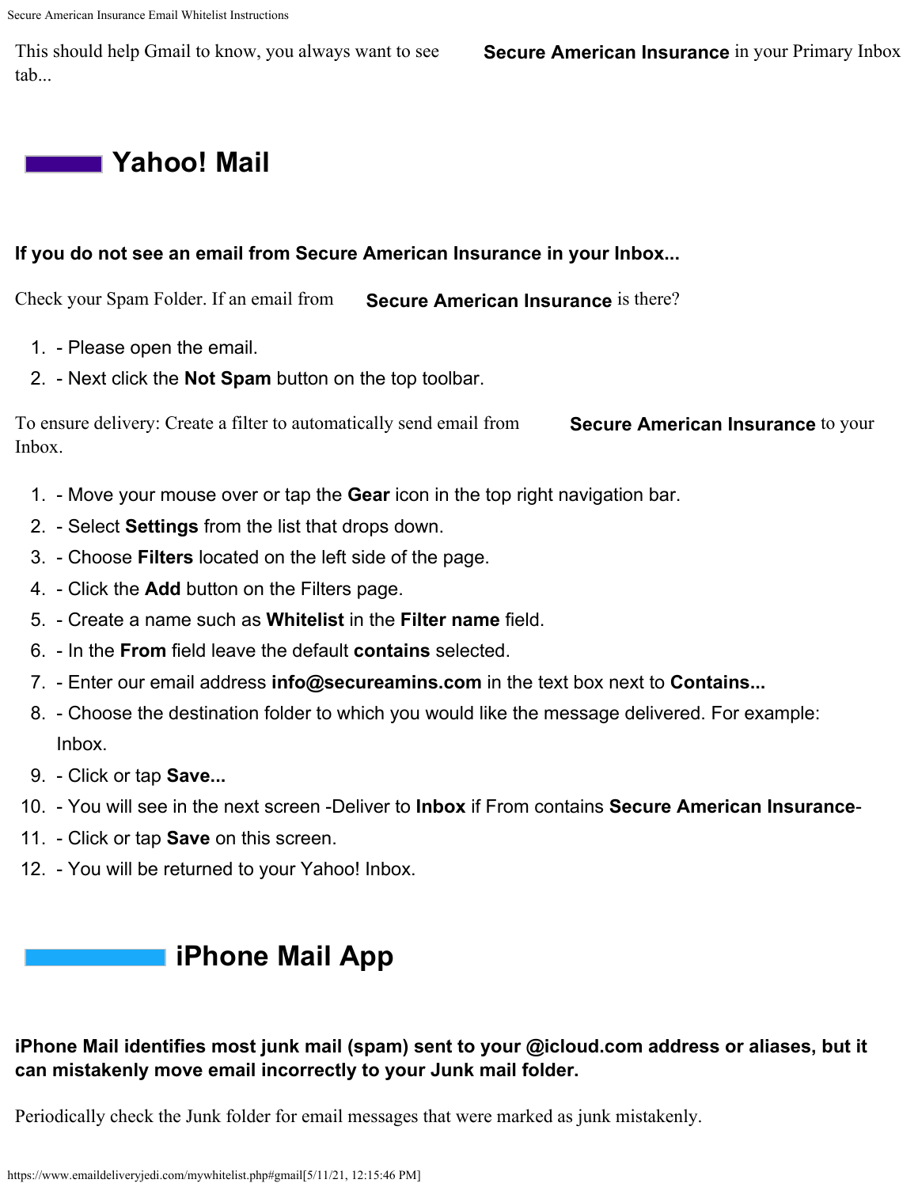This should help Gmail to know, you always want to see **Secure American Insurance** in your Primary Inbox tab...

## Yahoo! Mail

**If you do not see an email from Secure American Insurance in your Inbox...**

Check your Spam Folder. If an email from **Secure American Insurance** is there?

1. - Please open the email.
2. - Next click the **Not Spam** button on the top toolbar.

To ensure delivery: Create a filter to automatically send email from **Secure American Insurance** to your Inbox.

1. - Move your mouse over or tap the **Gear** icon in the top right navigation bar.
2. - Select **Settings** from the list that drops down.
3. - Choose **Filters** located on the left side of the page.
4. - Click the **Add** button on the Filters page.
5. - Create a name such as **Whitelist** in the **Filter name** field.
6. - In the **From** field leave the default **contains** selected.
7. - Enter our email address **info@secureamins.com** in the text box next to **Contains...**
8. - Choose the destination folder to which you would like the message delivered. For example: Inbox.
9. - Click or tap **Save...**
10. - You will see in the next screen -Deliver to **Inbox** if From contains **Secure American Insurance**-
11. - Click or tap **Save** on this screen.
12. - You will be returned to your Yahoo! Inbox.

## iPhone Mail App

**iPhone Mail identifies most junk mail (spam) sent to your @icloud.com address or aliases, but it can mistakenly move email incorrectly to your Junk mail folder.**

Periodically check the Junk folder for email messages that were marked as junk mistakenly.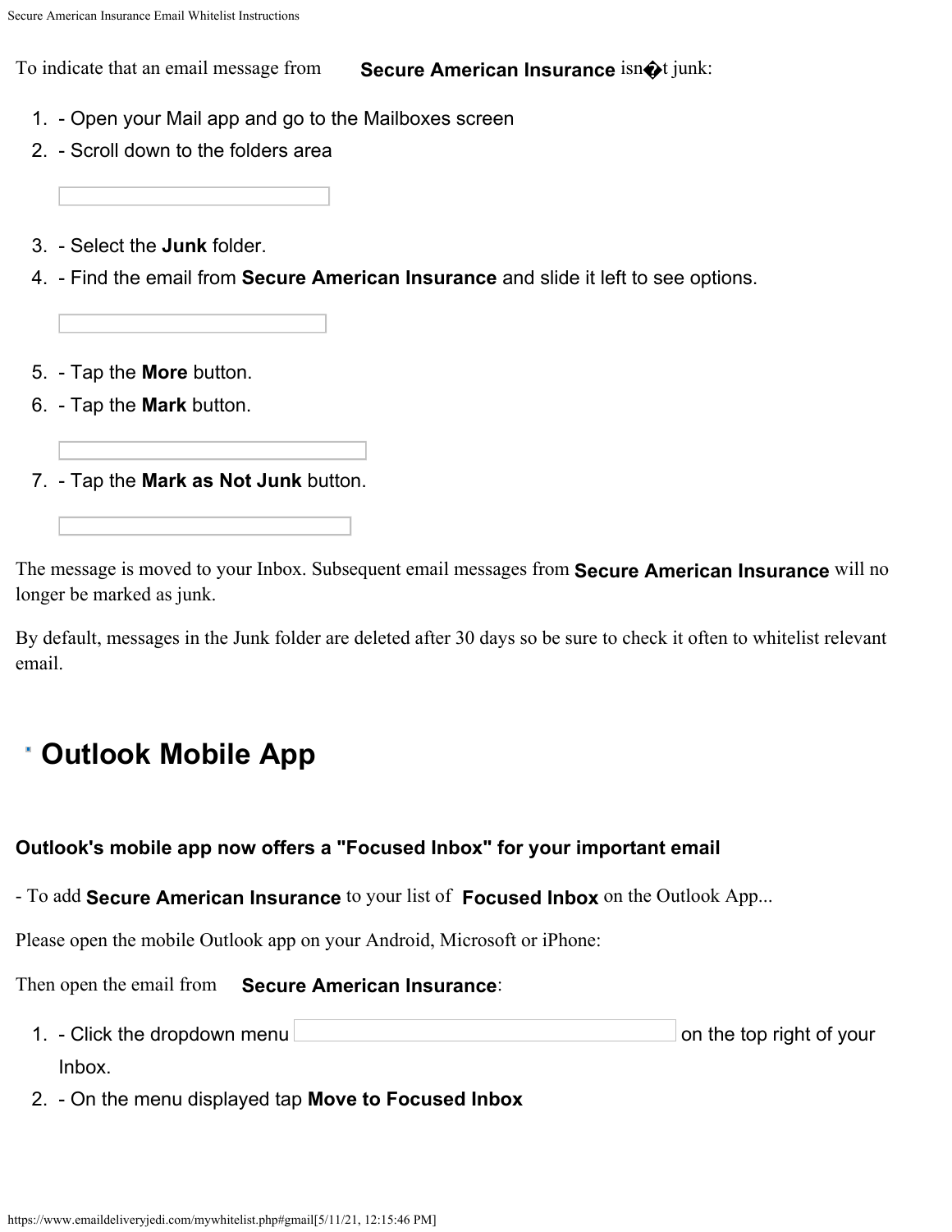To indicate that an email message from **Secure American Insurance** isn�t junk:

1. - Open your Mail app and go to the Mailboxes screen
2. - Scroll down to the folders area
3. - Select the **Junk** folder.
4. - Find the email from **Secure American Insurance** and slide it left to see options.
5. - Tap the **More** button.
6. - Tap the **Mark** button.
7. - Tap the **Mark as Not Junk** button.

The message is moved to your Inbox. Subsequent email messages from **Secure American Insurance** will no longer be marked as junk.

By default, messages in the Junk folder are deleted after 30 days so be sure to check it often to whitelist relevant email.

## Outlook Mobile App

**Outlook's mobile app now offers a "Focused Inbox" for your important email**

- To add **Secure American Insurance** to your list of **Focused Inbox** on the Outlook App...

Please open the mobile Outlook app on your Android, Microsoft or iPhone:

Then open the email from **Secure American Insurance**:

1. - Click the dropdown menu on the top right of your Inbox.
2. - On the menu displayed tap **Move to Focused Inbox**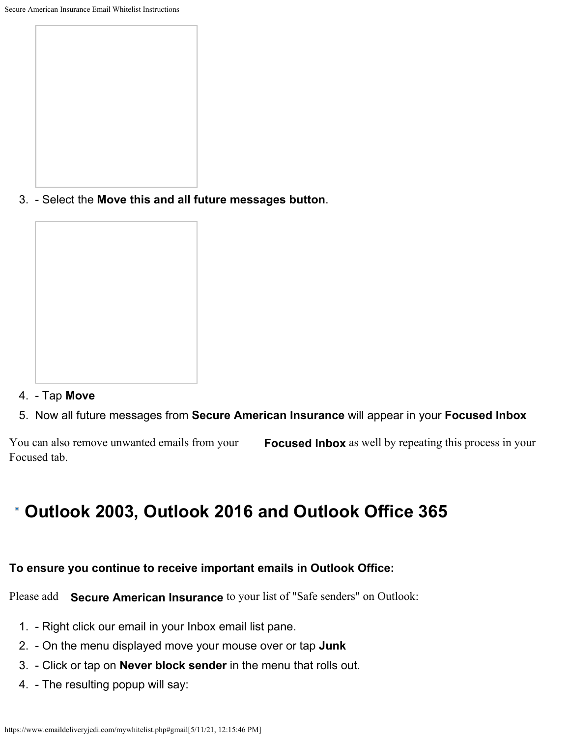3. - Select the **Move this and all future messages button**.

4. - Tap **Move**
5. Now all future messages from **Secure American Insurance** will appear in your **Focused Inbox**

You can also remove unwanted emails from your **Focused Inbox** as well by repeating this process in your Focused tab.

## Outlook 2003, Outlook 2016 and Outlook Office 365

**To ensure you continue to receive important emails in Outlook Office:**

Please add **Secure American Insurance** to your list of "Safe senders" on Outlook:

1. - Right click our email in your Inbox email list pane.
2. - On the menu displayed move your mouse over or tap **Junk**
3. - Click or tap on **Never block sender** in the menu that rolls out.
4. - The resulting popup will say: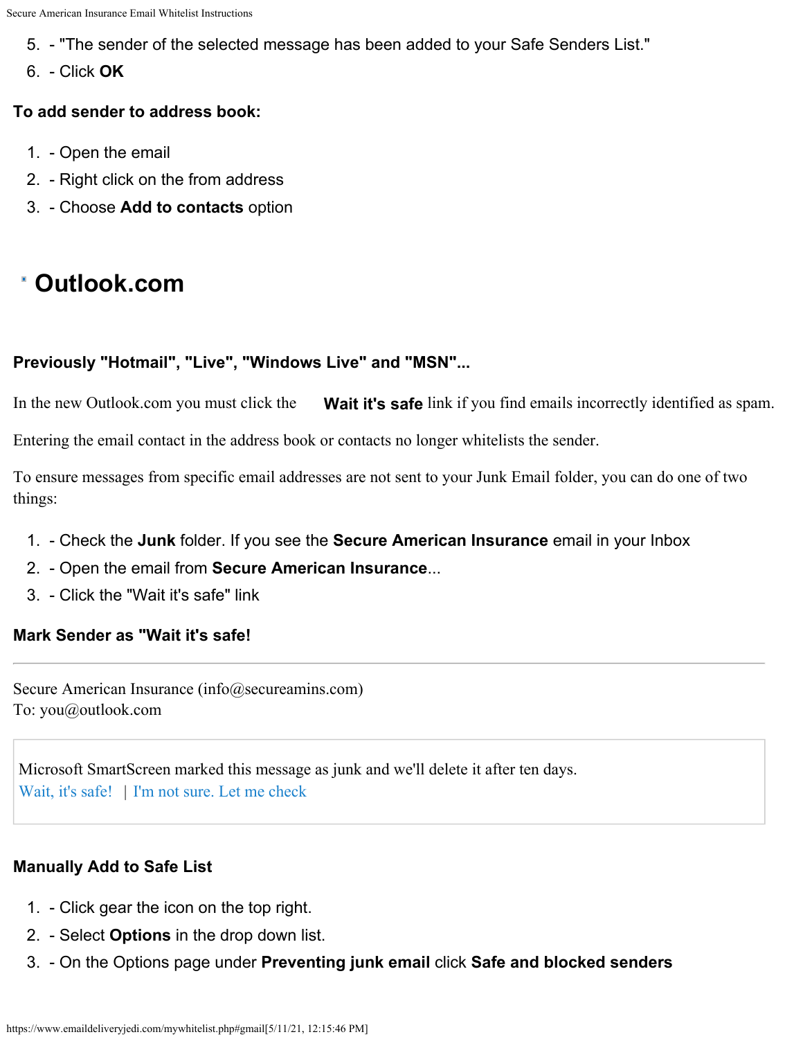5. - "The sender of the selected message has been added to your Safe Senders List."
6. - Click **OK**

**To add sender to address book:**

1. - Open the email
2. - Right click on the from address
3. - Choose **Add to contacts** option

## Outlook.com

**Previously "Hotmail", "Live", "Windows Live" and "MSN"...**

In the new Outlook.com you must click the **Wait it's safe** link if you find emails incorrectly identified as spam.

Entering the email contact in the address book or contacts no longer whitelists the sender.

To ensure messages from specific email addresses are not sent to your Junk Email folder, you can do one of two things:

1. - Check the **Junk** folder. If you see the **Secure American Insurance** email in your Inbox
2. - Open the email from **Secure American Insurance**...
3. - Click the "Wait it's safe" link

**Mark Sender as "Wait it's safe!**

---

Secure American Insurance (info@secureamins.com)
To: you@outlook.com

Microsoft SmartScreen marked this message as junk and we'll delete it after ten days.
Wait, it's safe! | I'm not sure. Let me check

**Manually Add to Safe List**

1. - Click gear the icon on the top right.
2. - Select **Options** in the drop down list.
3. - On the Options page under **Preventing junk email** click **Safe and blocked senders**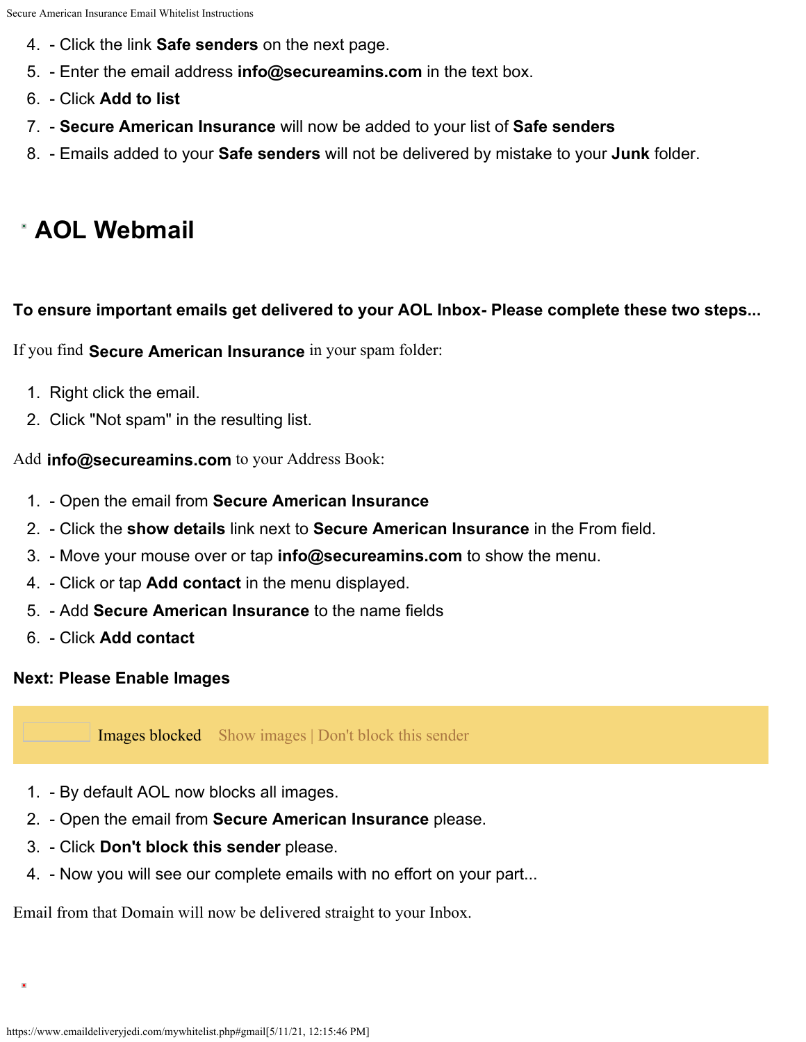4. - Click the link **Safe senders** on the next page.
5. - Enter the email address **info@secureamins.com** in the text box.
6. - Click **Add to list**
7. - **Secure American Insurance** will now be added to your list of **Safe senders**
8. - Emails added to your **Safe senders** will not be delivered by mistake to your **Junk** folder.

## AOL Webmail

**To ensure important emails get delivered to your AOL Inbox- Please complete these two steps...**

If you find **Secure American Insurance** in your spam folder:

1. Right click the email.
2. Click "Not spam" in the resulting list.

Add **info@secureamins.com** to your Address Book:

1. - Open the email from **Secure American Insurance**
2. - Click the **show details** link next to **Secure American Insurance** in the From field.
3. - Move your mouse over or tap **info@secureamins.com** to show the menu.
4. - Click or tap **Add contact** in the menu displayed.
5. - Add **Secure American Insurance** to the name fields
6. - Click **Add contact**

**Next: Please Enable Images**

Images blocked Show images | Don't block this sender

1. - By default AOL now blocks all images.
2. - Open the email from **Secure American Insurance** please.
3. - Click **Don't block this sender** please.
4. - Now you will see our complete emails with no effort on your part...

Email from that Domain will now be delivered straight to your Inbox.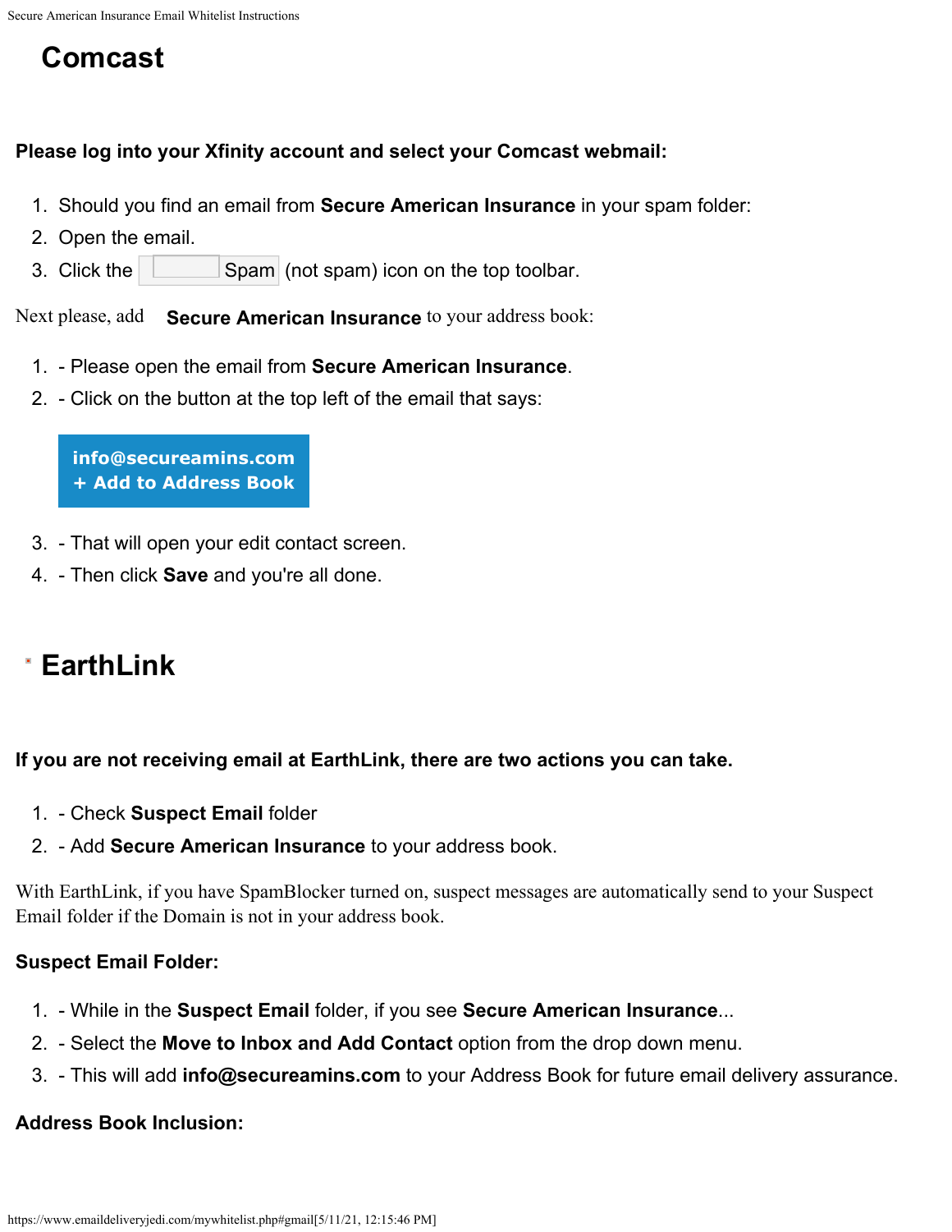## Comcast

**Please log into your Xfinity account and select your Comcast webmail:**

1. Should you find an email from **Secure American Insurance** in your spam folder:
2. Open the email.
3. Click the Spam (not spam) icon on the top toolbar.

Next please, add **Secure American Insurance** to your address book:

1. - Please open the email from **Secure American Insurance**.
2. - Click on the button at the top left of the email that says:

   **info@secureamins.com**
   **+ Add to Address Book**

3. - That will open your edit contact screen.
4. - Then click **Save** and you're all done.

## EarthLink

**If you are not receiving email at EarthLink, there are two actions you can take.**

1. - Check **Suspect Email** folder
2. - Add **Secure American Insurance** to your address book.

With EarthLink, if you have SpamBlocker turned on, suspect messages are automatically send to your Suspect Email folder if the Domain is not in your address book.

**Suspect Email Folder:**

1. - While in the **Suspect Email** folder, if you see **Secure American Insurance**...
2. - Select the **Move to Inbox and Add Contact** option from the drop down menu.
3. - This will add **info@secureamins.com** to your Address Book for future email delivery assurance.

**Address Book Inclusion:**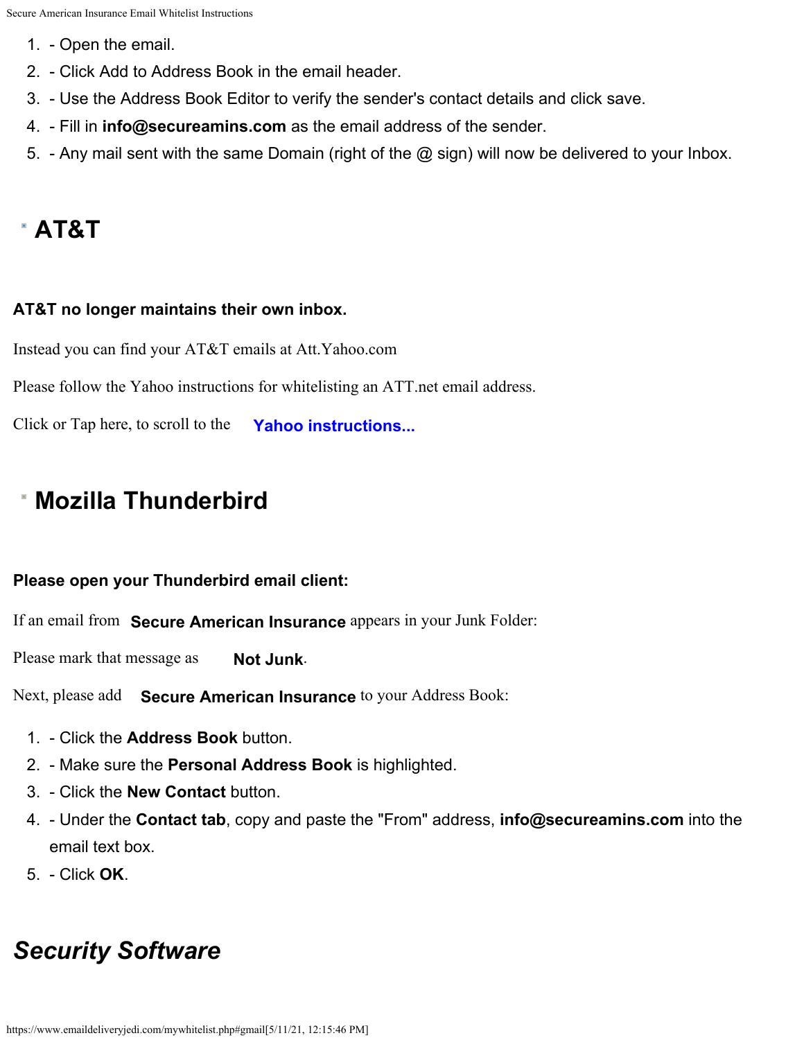1. - Open the email.
2. - Click Add to Address Book in the email header.
3. - Use the Address Book Editor to verify the sender's contact details and click save.
4. - Fill in **info@secureamins.com** as the email address of the sender.
5. - Any mail sent with the same Domain (right of the @ sign) will now be delivered to your Inbox.

## AT&T

**AT&T no longer maintains their own inbox.**

Instead you can find your AT&T emails at Att.Yahoo.com

Please follow the Yahoo instructions for whitelisting an ATT.net email address.

Click or Tap here, to scroll to the **Yahoo instructions...**

## Mozilla Thunderbird

**Please open your Thunderbird email client:**

If an email from **Secure American Insurance** appears in your Junk Folder:

Please mark that message as **Not Junk**.

Next, please add **Secure American Insurance** to your Address Book:

1. - Click the **Address Book** button.
2. - Make sure the **Personal Address Book** is highlighted.
3. - Click the **New Contact** button.
4. - Under the **Contact tab**, copy and paste the "From" address, **info@secureamins.com** into the email text box.
5. - Click **OK**.

## *Security Software*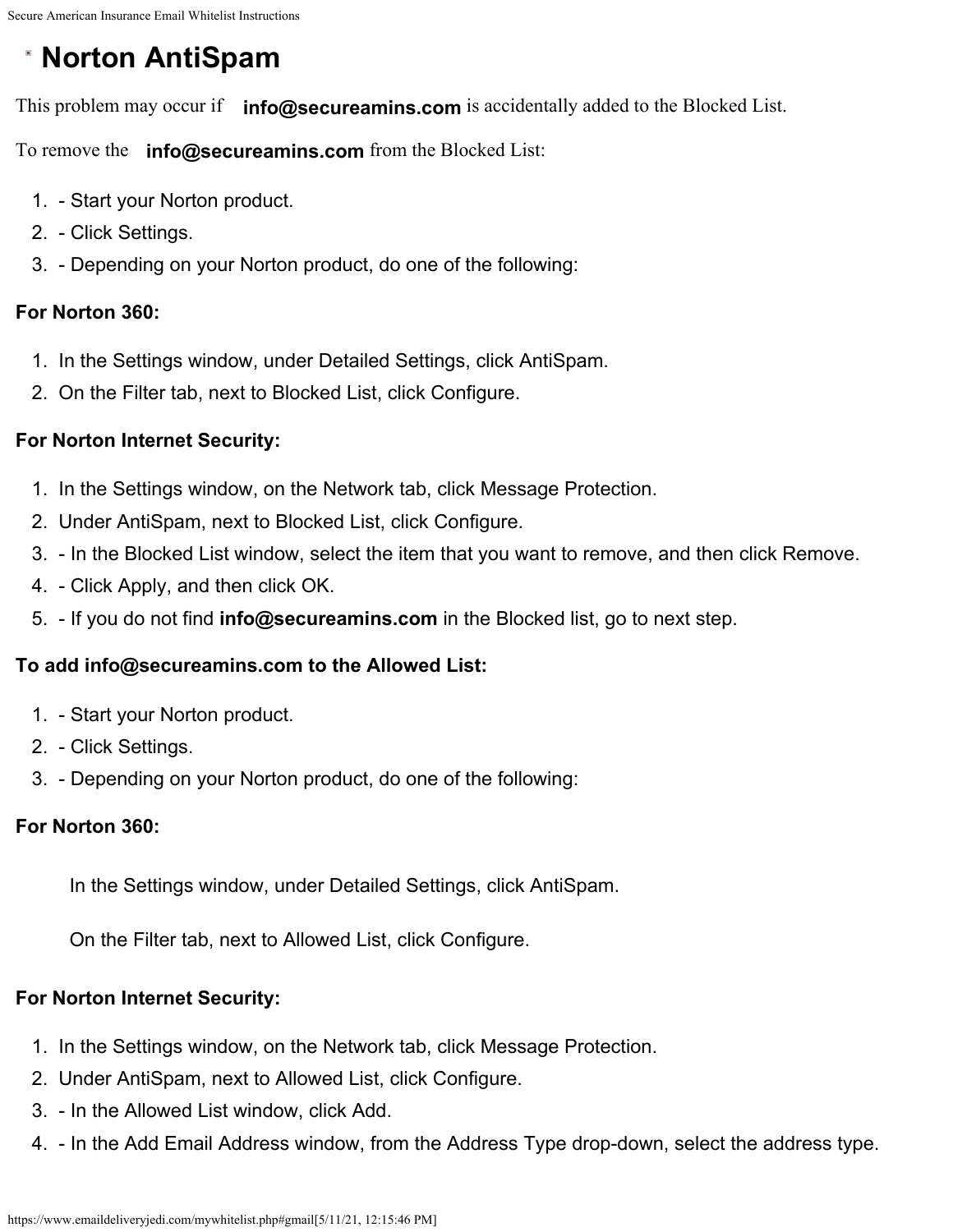## Norton AntiSpam

This problem may occur if **info@secureamins.com** is accidentally added to the Blocked List.

To remove the **info@secureamins.com** from the Blocked List:

1. - Start your Norton product.
2. - Click Settings.
3. - Depending on your Norton product, do one of the following:

**For Norton 360:**

1. In the Settings window, under Detailed Settings, click AntiSpam.
2. On the Filter tab, next to Blocked List, click Configure.

**For Norton Internet Security:**

1. In the Settings window, on the Network tab, click Message Protection.
2. Under AntiSpam, next to Blocked List, click Configure.
3. - In the Blocked List window, select the item that you want to remove, and then click Remove.
4. - Click Apply, and then click OK.
5. - If you do not find **info@secureamins.com** in the Blocked list, go to next step.

**To add info@secureamins.com to the Allowed List:**

1. - Start your Norton product.
2. - Click Settings.
3. - Depending on your Norton product, do one of the following:

**For Norton 360:**

In the Settings window, under Detailed Settings, click AntiSpam.

On the Filter tab, next to Allowed List, click Configure.

**For Norton Internet Security:**

1. In the Settings window, on the Network tab, click Message Protection.
2. Under AntiSpam, next to Allowed List, click Configure.
3. - In the Allowed List window, click Add.
4. - In the Add Email Address window, from the Address Type drop-down, select the address type.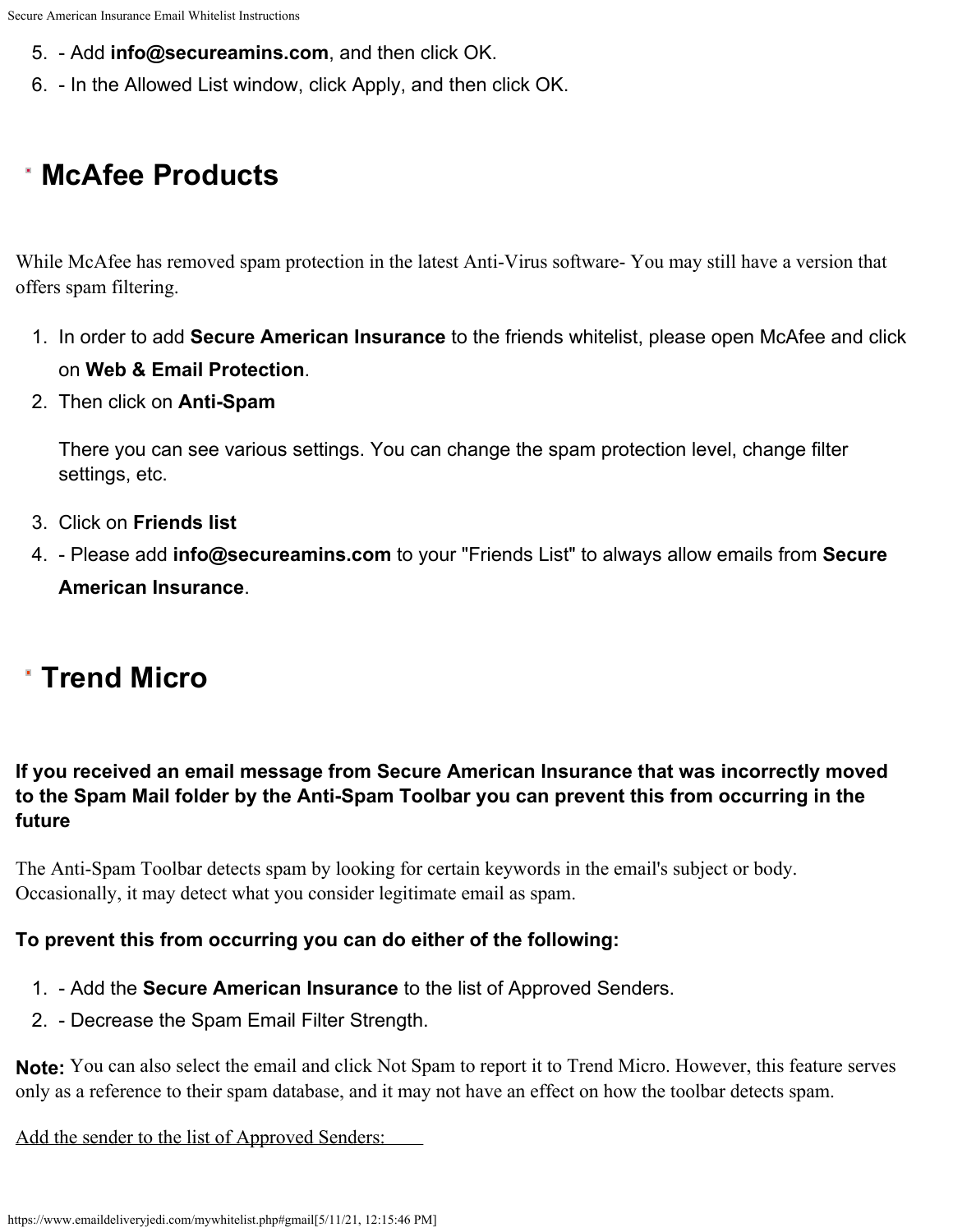5. - Add **info@secureamins.com**, and then click OK.
6. - In the Allowed List window, click Apply, and then click OK.

## McAfee Products

While McAfee has removed spam protection in the latest Anti-Virus software- You may still have a version that offers spam filtering.

1. In order to add **Secure American Insurance** to the friends whitelist, please open McAfee and click on **Web & Email Protection**.
2. Then click on **Anti-Spam**

   There you can see various settings. You can change the spam protection level, change filter settings, etc.

3. Click on **Friends list**
4. - Please add **info@secureamins.com** to your "Friends List" to always allow emails from **Secure American Insurance**.

## Trend Micro

**If you received an email message from Secure American Insurance that was incorrectly moved to the Spam Mail folder by the Anti-Spam Toolbar you can prevent this from occurring in the future**

The Anti-Spam Toolbar detects spam by looking for certain keywords in the email's subject or body. Occasionally, it may detect what you consider legitimate email as spam.

**To prevent this from occurring you can do either of the following:**

1. - Add the **Secure American Insurance** to the list of Approved Senders.
2. - Decrease the Spam Email Filter Strength.

**Note:** You can also select the email and click Not Spam to report it to Trend Micro. However, this feature serves only as a reference to their spam database, and it may not have an effect on how the toolbar detects spam.

Add the sender to the list of Approved Senders: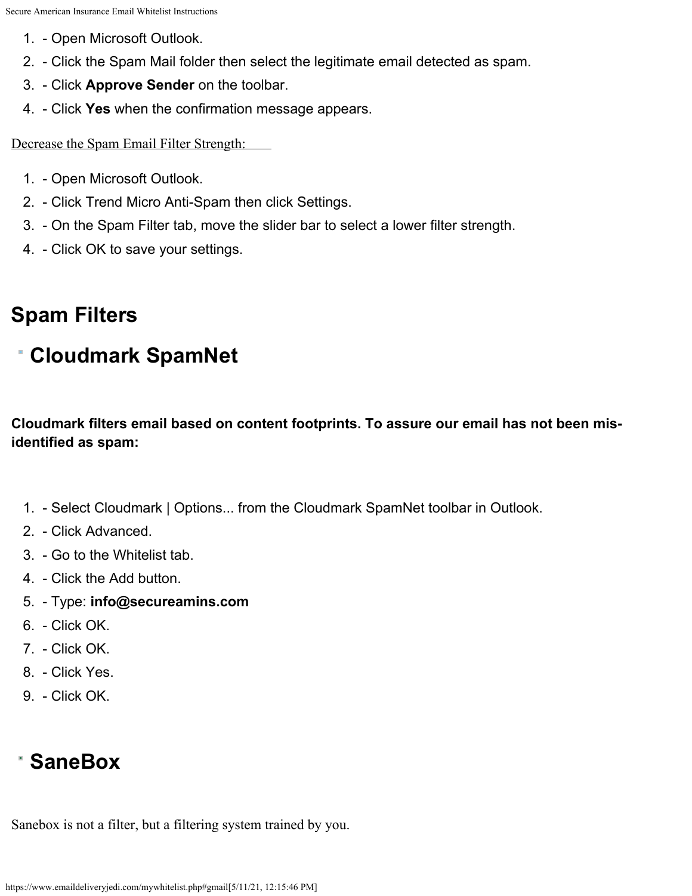1. - Open Microsoft Outlook.
2. - Click the Spam Mail folder then select the legitimate email detected as spam.
3. - Click **Approve Sender** on the toolbar.
4. - Click **Yes** when the confirmation message appears.

Decrease the Spam Email Filter Strength:

1. - Open Microsoft Outlook.
2. - Click Trend Micro Anti-Spam then click Settings.
3. - On the Spam Filter tab, move the slider bar to select a lower filter strength.
4. - Click OK to save your settings.

## Spam Filters

### Cloudmark SpamNet

**Cloudmark filters email based on content footprints. To assure our email has not been mis-identified as spam:**

1. - Select Cloudmark | Options... from the Cloudmark SpamNet toolbar in Outlook.
2. - Click Advanced.
3. - Go to the Whitelist tab.
4. - Click the Add button.
5. - Type: **info@secureamins.com**
6. - Click OK.
7. - Click OK.
8. - Click Yes.
9. - Click OK.

### SaneBox

Sanebox is not a filter, but a filtering system trained by you.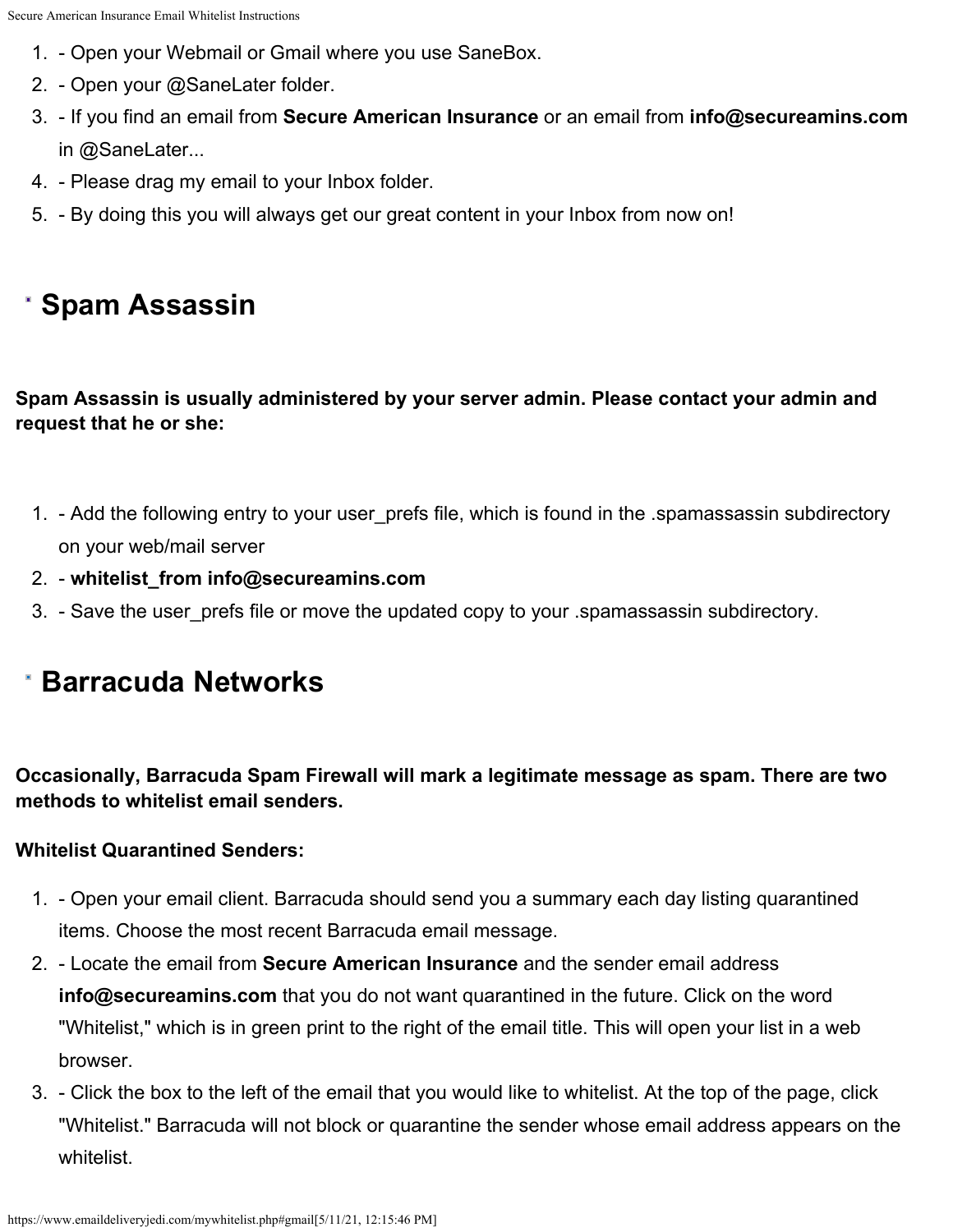1. - Open your Webmail or Gmail where you use SaneBox.
2. - Open your @SaneLater folder.
3. - If you find an email from **Secure American Insurance** or an email from **info@secureamins.com** in @SaneLater...
4. - Please drag my email to your Inbox folder.
5. - By doing this you will always get our great content in your Inbox from now on!

## Spam Assassin

**Spam Assassin is usually administered by your server admin. Please contact your admin and request that he or she:**

1. - Add the following entry to your user_prefs file, which is found in the .spamassassin subdirectory on your web/mail server
2. - **whitelist_from info@secureamins.com**
3. - Save the user_prefs file or move the updated copy to your .spamassassin subdirectory.

## Barracuda Networks

**Occasionally, Barracuda Spam Firewall will mark a legitimate message as spam. There are two methods to whitelist email senders.**

**Whitelist Quarantined Senders:**

1. - Open your email client. Barracuda should send you a summary each day listing quarantined items. Choose the most recent Barracuda email message.
2. - Locate the email from **Secure American Insurance** and the sender email address **info@secureamins.com** that you do not want quarantined in the future. Click on the word "Whitelist," which is in green print to the right of the email title. This will open your list in a web browser.
3. - Click the box to the left of the email that you would like to whitelist. At the top of the page, click "Whitelist." Barracuda will not block or quarantine the sender whose email address appears on the whitelist.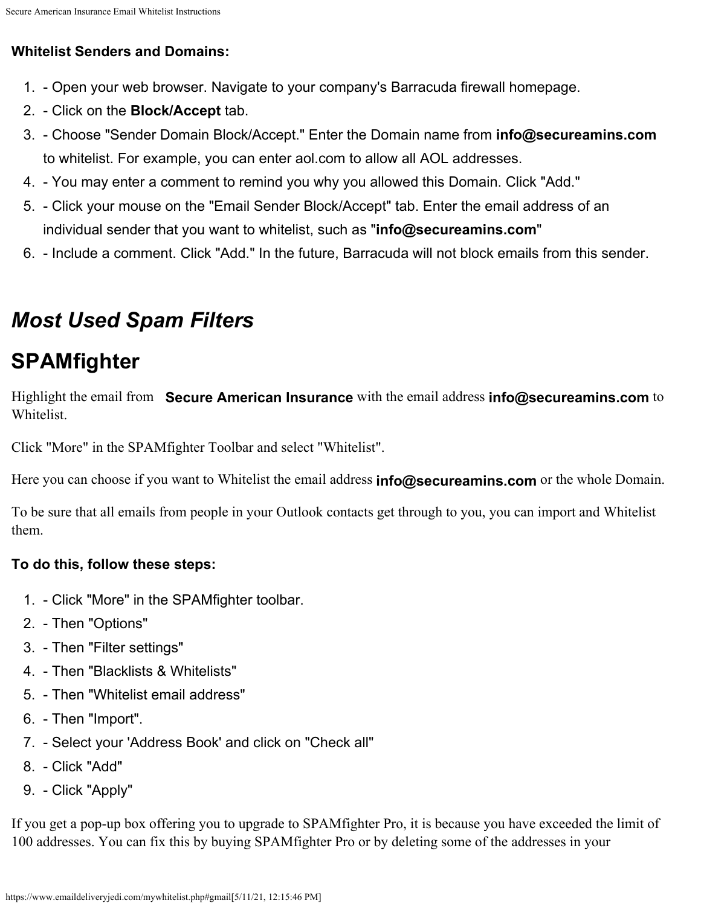**Whitelist Senders and Domains:**

1. - Open your web browser. Navigate to your company's Barracuda firewall homepage.
2. - Click on the **Block/Accept** tab.
3. - Choose "Sender Domain Block/Accept." Enter the Domain name from **info@secureamins.com** to whitelist. For example, you can enter aol.com to allow all AOL addresses.
4. - You may enter a comment to remind you why you allowed this Domain. Click "Add."
5. - Click your mouse on the "Email Sender Block/Accept" tab. Enter the email address of an individual sender that you want to whitelist, such as "**info@secureamins.com**"
6. - Include a comment. Click "Add." In the future, Barracuda will not block emails from this sender.

# *Most Used Spam Filters*

## SPAMfighter

Highlight the email from **Secure American Insurance** with the email address **info@secureamins.com** to Whitelist.

Click "More" in the SPAMfighter Toolbar and select "Whitelist".

Here you can choose if you want to Whitelist the email address **info@secureamins.com** or the whole Domain.

To be sure that all emails from people in your Outlook contacts get through to you, you can import and Whitelist them.

**To do this, follow these steps:**

1. - Click "More" in the SPAMfighter toolbar.
2. - Then "Options"
3. - Then "Filter settings"
4. - Then "Blacklists & Whitelists"
5. - Then "Whitelist email address"
6. - Then "Import".
7. - Select your 'Address Book' and click on "Check all"
8. - Click "Add"
9. - Click "Apply"

If you get a pop-up box offering you to upgrade to SPAMfighter Pro, it is because you have exceeded the limit of 100 addresses. You can fix this by buying SPAMfighter Pro or by deleting some of the addresses in your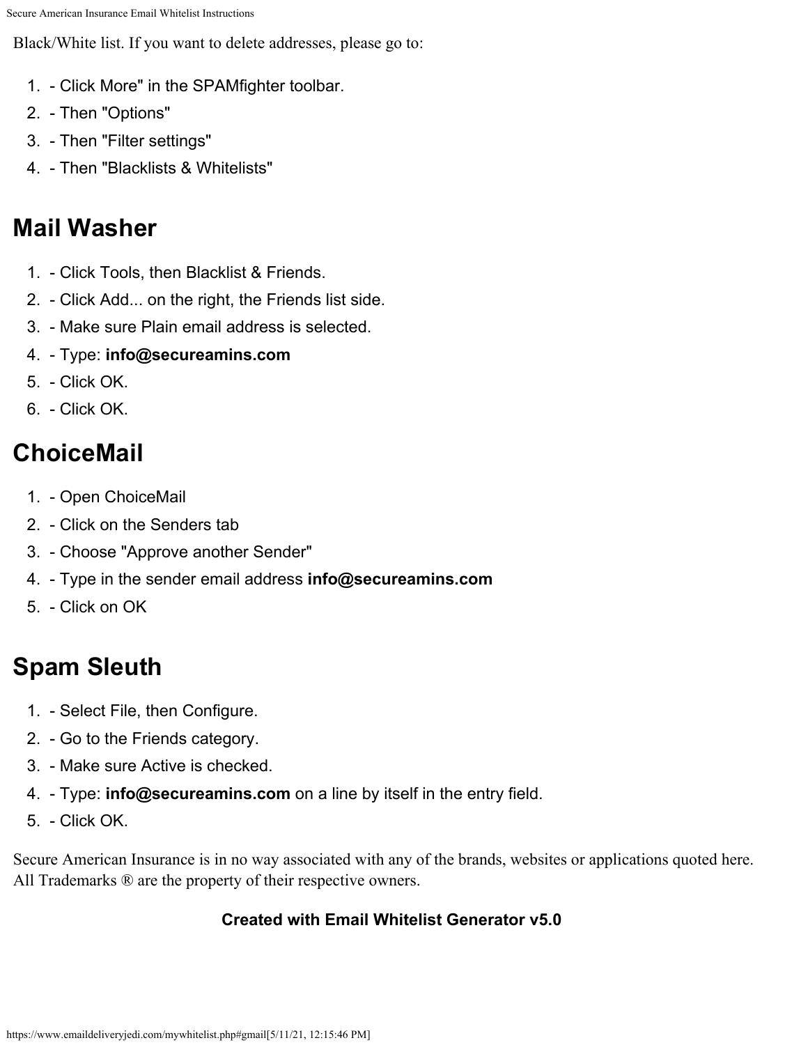Black/White list. If you want to delete addresses, please go to:

1. - Click More" in the SPAMfighter toolbar.
2. - Then "Options"
3. - Then "Filter settings"
4. - Then "Blacklists & Whitelists"

## Mail Washer

1. - Click Tools, then Blacklist & Friends.
2. - Click Add... on the right, the Friends list side.
3. - Make sure Plain email address is selected.
4. - Type: **info@secureamins.com**
5. - Click OK.
6. - Click OK.

## ChoiceMail

1. - Open ChoiceMail
2. - Click on the Senders tab
3. - Choose "Approve another Sender"
4. - Type in the sender email address **info@secureamins.com**
5. - Click on OK

## Spam Sleuth

1. - Select File, then Configure.
2. - Go to the Friends category.
3. - Make sure Active is checked.
4. - Type: **info@secureamins.com** on a line by itself in the entry field.
5. - Click OK.

Secure American Insurance is in no way associated with any of the brands, websites or applications quoted here. All Trademarks ® are the property of their respective owners.

**Created with Email Whitelist Generator v5.0**